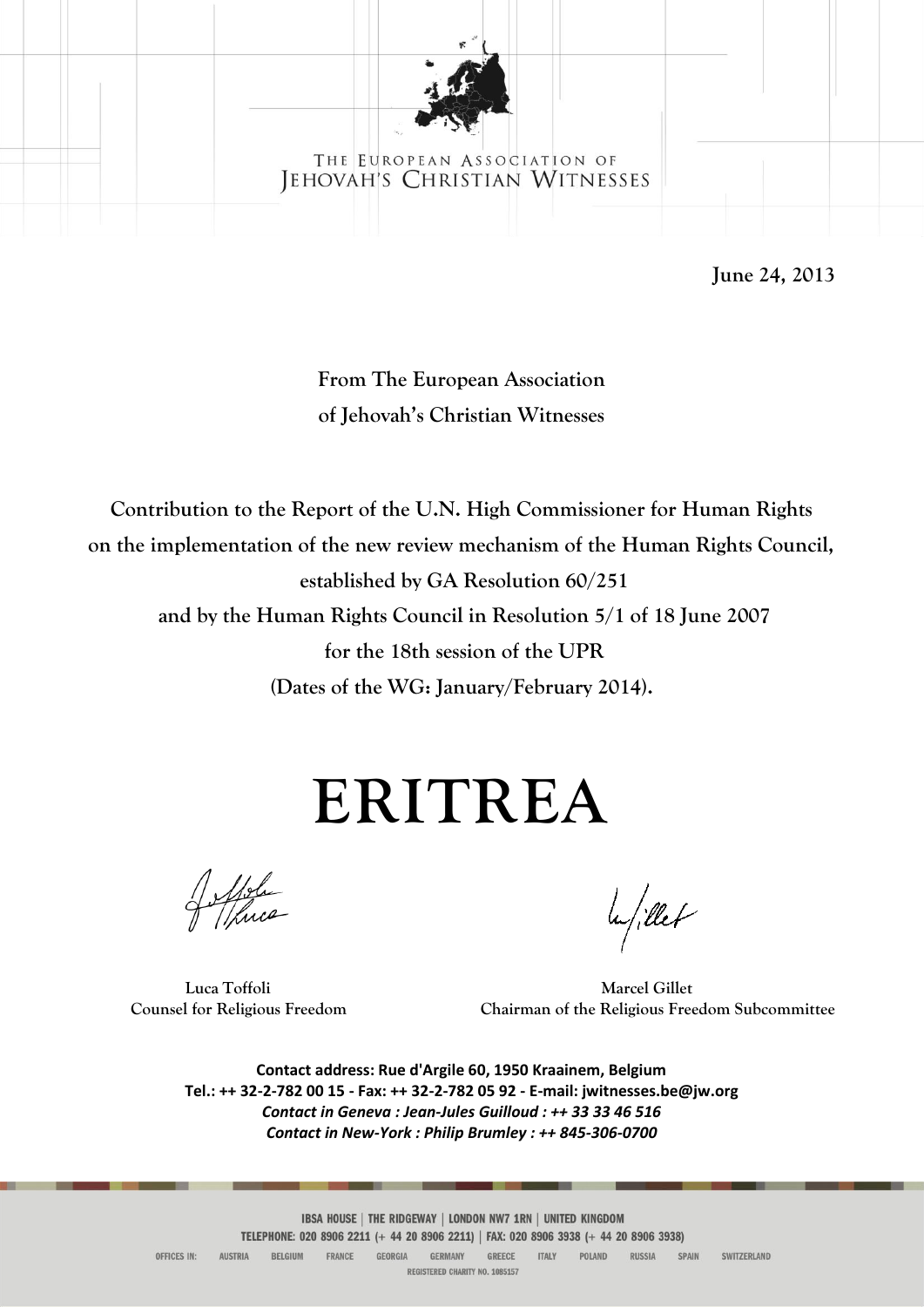THE EUROPEAN ASSOCIATION OF
JEHOVAH'S CHRISTIAN WITNESSES

**June 24, 2013**

**From The European Association of Jehovah's Christian Witnesses**

**Contribution to the Report of the U.N. High Commissioner for Human Rights on the implementation of the new review mechanism of the Human Rights Council, established by GA Resolution 60/251 and by the Human Rights Council in Resolution 5/1 of 18 June 2007 for the 18th session of the UPR (Dates of the WG: January/February 2014).**

# ERITREA

**Luca Toffoli**
**Counsel for Religious Freedom**

**Marcel Gillet**
**Chairman of the Religious Freedom Subcommittee**

**Contact address: Rue d'Argile 60, 1950 Kraainem, Belgium**
**Tel.: ++ 32-2-782 00 15 - Fax: ++ 32-2-782 05 92 - E-mail: jwitnesses.be@jw.org**
***Contact in Geneva : Jean-Jules Guilloud : ++ 33 33 46 516***
***Contact in New-York : Philip Brumley : ++ 845-306-0700***

IBSA HOUSE | THE RIDGEWAY | LONDON NW7 1RN | UNITED KINGDOM
TELEPHONE: 020 8906 2211 (+ 44 20 8906 2211) | FAX: 020 8906 3938 (+ 44 20 8906 3938)
OFFICES IN: AUSTRIA BELGIUM FRANCE GEORGIA GERMANY GREECE ITALY POLAND RUSSIA SPAIN SWITZERLAND
REGISTERED CHARITY NO. 1085157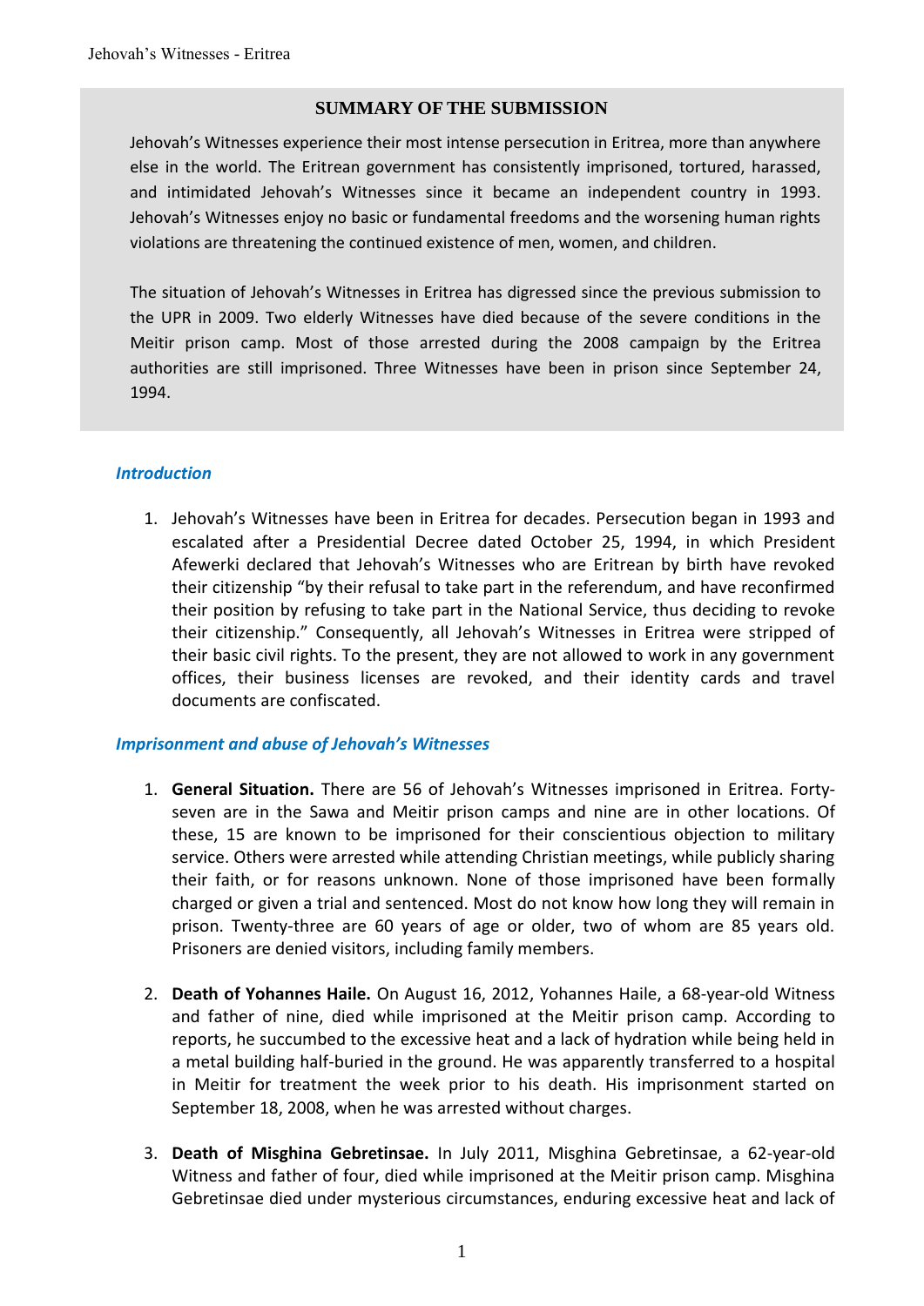## SUMMARY OF THE SUBMISSION

Jehovah's Witnesses experience their most intense persecution in Eritrea, more than anywhere else in the world. The Eritrean government has consistently imprisoned, tortured, harassed, and intimidated Jehovah's Witnesses since it became an independent country in 1993. Jehovah's Witnesses enjoy no basic or fundamental freedoms and the worsening human rights violations are threatening the continued existence of men, women, and children.

The situation of Jehovah's Witnesses in Eritrea has digressed since the previous submission to the UPR in 2009. Two elderly Witnesses have died because of the severe conditions in the Meitir prison camp. Most of those arrested during the 2008 campaign by the Eritrea authorities are still imprisoned. Three Witnesses have been in prison since September 24, 1994.

### *Introduction*

1. Jehovah's Witnesses have been in Eritrea for decades. Persecution began in 1993 and escalated after a Presidential Decree dated October 25, 1994, in which President Afewerki declared that Jehovah's Witnesses who are Eritrean by birth have revoked their citizenship "by their refusal to take part in the referendum, and have reconfirmed their position by refusing to take part in the National Service, thus deciding to revoke their citizenship." Consequently, all Jehovah's Witnesses in Eritrea were stripped of their basic civil rights. To the present, they are not allowed to work in any government offices, their business licenses are revoked, and their identity cards and travel documents are confiscated.

### *Imprisonment and abuse of Jehovah's Witnesses*

1. **General Situation.** There are 56 of Jehovah's Witnesses imprisoned in Eritrea. Forty-seven are in the Sawa and Meitir prison camps and nine are in other locations. Of these, 15 are known to be imprisoned for their conscientious objection to military service. Others were arrested while attending Christian meetings, while publicly sharing their faith, or for reasons unknown. None of those imprisoned have been formally charged or given a trial and sentenced. Most do not know how long they will remain in prison. Twenty-three are 60 years of age or older, two of whom are 85 years old. Prisoners are denied visitors, including family members.

2. **Death of Yohannes Haile.** On August 16, 2012, Yohannes Haile, a 68-year-old Witness and father of nine, died while imprisoned at the Meitir prison camp. According to reports, he succumbed to the excessive heat and a lack of hydration while being held in a metal building half-buried in the ground. He was apparently transferred to a hospital in Meitir for treatment the week prior to his death. His imprisonment started on September 18, 2008, when he was arrested without charges.

3. **Death of Misghina Gebretinsae.** In July 2011, Misghina Gebretinsae, a 62-year-old Witness and father of four, died while imprisoned at the Meitir prison camp. Misghina Gebretinsae died under mysterious circumstances, enduring excessive heat and lack of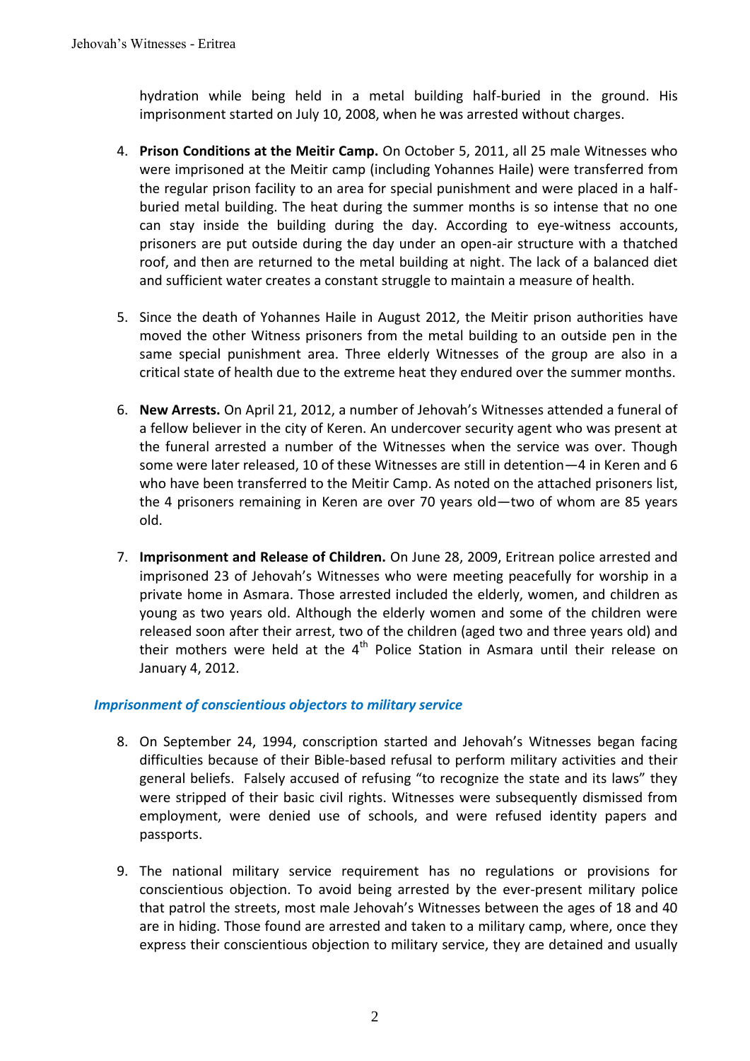hydration while being held in a metal building half-buried in the ground. His imprisonment started on July 10, 2008, when he was arrested without charges.

4. **Prison Conditions at the Meitir Camp.** On October 5, 2011, all 25 male Witnesses who were imprisoned at the Meitir camp (including Yohannes Haile) were transferred from the regular prison facility to an area for special punishment and were placed in a half-buried metal building. The heat during the summer months is so intense that no one can stay inside the building during the day. According to eye-witness accounts, prisoners are put outside during the day under an open-air structure with a thatched roof, and then are returned to the metal building at night. The lack of a balanced diet and sufficient water creates a constant struggle to maintain a measure of health.

5. Since the death of Yohannes Haile in August 2012, the Meitir prison authorities have moved the other Witness prisoners from the metal building to an outside pen in the same special punishment area. Three elderly Witnesses of the group are also in a critical state of health due to the extreme heat they endured over the summer months.

6. **New Arrests.** On April 21, 2012, a number of Jehovah's Witnesses attended a funeral of a fellow believer in the city of Keren. An undercover security agent who was present at the funeral arrested a number of the Witnesses when the service was over. Though some were later released, 10 of these Witnesses are still in detention—4 in Keren and 6 who have been transferred to the Meitir Camp. As noted on the attached prisoners list, the 4 prisoners remaining in Keren are over 70 years old—two of whom are 85 years old.

7. **Imprisonment and Release of Children.** On June 28, 2009, Eritrean police arrested and imprisoned 23 of Jehovah's Witnesses who were meeting peacefully for worship in a private home in Asmara. Those arrested included the elderly, women, and children as young as two years old. Although the elderly women and some of the children were released soon after their arrest, two of the children (aged two and three years old) and their mothers were held at the 4th Police Station in Asmara until their release on January 4, 2012.

### *Imprisonment of conscientious objectors to military service*

8. On September 24, 1994, conscription started and Jehovah's Witnesses began facing difficulties because of their Bible-based refusal to perform military activities and their general beliefs. Falsely accused of refusing "to recognize the state and its laws" they were stripped of their basic civil rights. Witnesses were subsequently dismissed from employment, were denied use of schools, and were refused identity papers and passports.

9. The national military service requirement has no regulations or provisions for conscientious objection. To avoid being arrested by the ever-present military police that patrol the streets, most male Jehovah's Witnesses between the ages of 18 and 40 are in hiding. Those found are arrested and taken to a military camp, where, once they express their conscientious objection to military service, they are detained and usually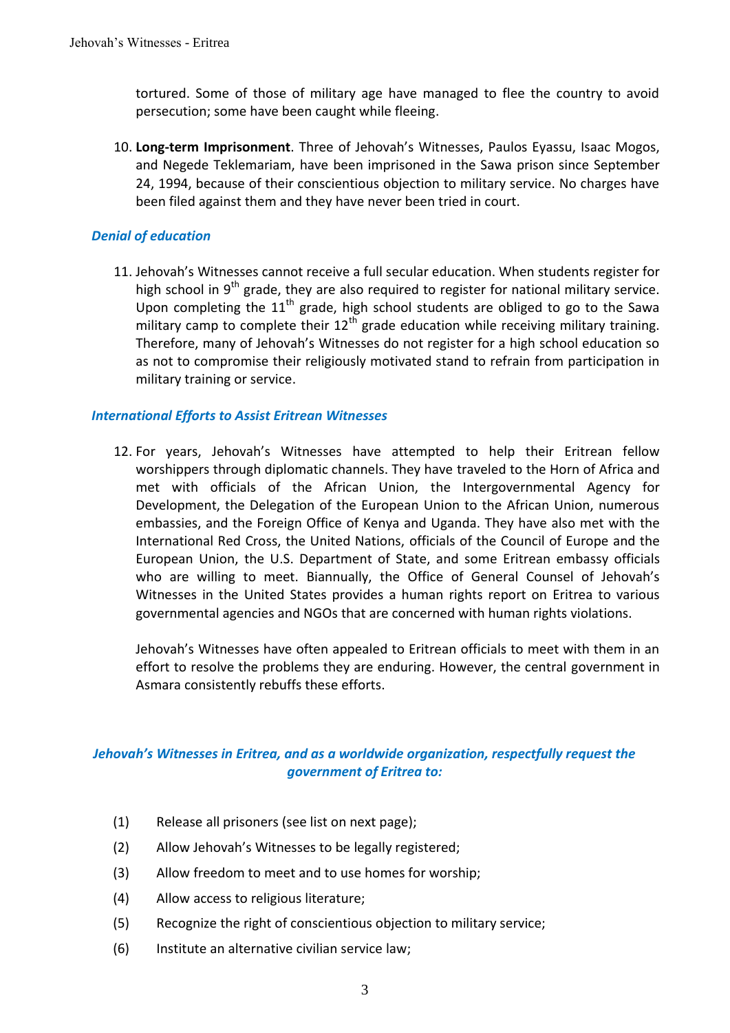tortured. Some of those of military age have managed to flee the country to avoid persecution; some have been caught while fleeing.

10. **Long-term Imprisonment**. Three of Jehovah's Witnesses, Paulos Eyassu, Isaac Mogos, and Negede Teklemariam, have been imprisoned in the Sawa prison since September 24, 1994, because of their conscientious objection to military service. No charges have been filed against them and they have never been tried in court.

### *Denial of education*

11. Jehovah's Witnesses cannot receive a full secular education. When students register for high school in 9th grade, they are also required to register for national military service. Upon completing the 11th grade, high school students are obliged to go to the Sawa military camp to complete their 12th grade education while receiving military training. Therefore, many of Jehovah's Witnesses do not register for a high school education so as not to compromise their religiously motivated stand to refrain from participation in military training or service.

### *International Efforts to Assist Eritrean Witnesses*

12. For years, Jehovah's Witnesses have attempted to help their Eritrean fellow worshippers through diplomatic channels. They have traveled to the Horn of Africa and met with officials of the African Union, the Intergovernmental Agency for Development, the Delegation of the European Union to the African Union, numerous embassies, and the Foreign Office of Kenya and Uganda. They have also met with the International Red Cross, the United Nations, officials of the Council of Europe and the European Union, the U.S. Department of State, and some Eritrean embassy officials who are willing to meet. Biannually, the Office of General Counsel of Jehovah's Witnesses in the United States provides a human rights report on Eritrea to various governmental agencies and NGOs that are concerned with human rights violations.

    Jehovah's Witnesses have often appealed to Eritrean officials to meet with them in an effort to resolve the problems they are enduring. However, the central government in Asmara consistently rebuffs these efforts.

### *Jehovah's Witnesses in Eritrea, and as a worldwide organization, respectfully request the government of Eritrea to:*

(1) Release all prisoners (see list on next page);

(2) Allow Jehovah's Witnesses to be legally registered;

(3) Allow freedom to meet and to use homes for worship;

(4) Allow access to religious literature;

(5) Recognize the right of conscientious objection to military service;

(6) Institute an alternative civilian service law;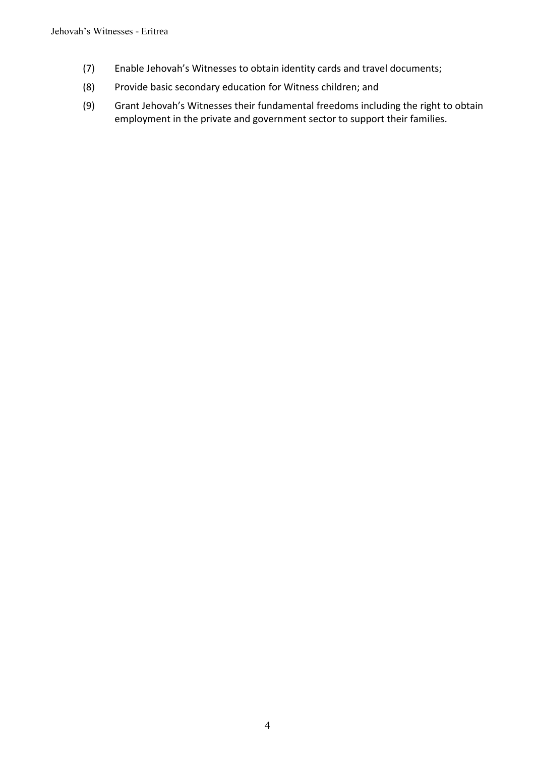(7) Enable Jehovah's Witnesses to obtain identity cards and travel documents;

(8) Provide basic secondary education for Witness children; and

(9) Grant Jehovah's Witnesses their fundamental freedoms including the right to obtain employment in the private and government sector to support their families.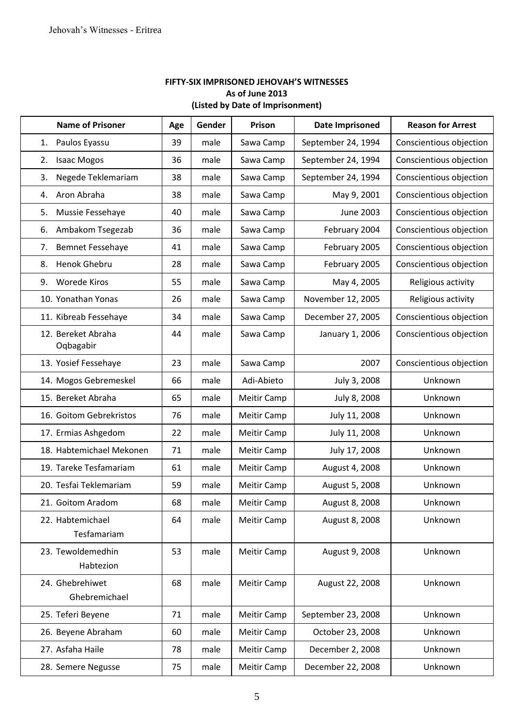**FIFTY-SIX IMPRISONED JEHOVAH'S WITNESSES**
**As of June 2013**
**(Listed by Date of Imprisonment)**

| Name of Prisoner | Age | Gender | Prison | Date Imprisoned | Reason for Arrest |
|---|---|---|---|---|---|
| 1. Paulos Eyassu | 39 | male | Sawa Camp | September 24, 1994 | Conscientious objection |
| 2. Isaac Mogos | 36 | male | Sawa Camp | September 24, 1994 | Conscientious objection |
| 3. Negede Teklemariam | 38 | male | Sawa Camp | September 24, 1994 | Conscientious objection |
| 4. Aron Abraha | 38 | male | Sawa Camp | May 9, 2001 | Conscientious objection |
| 5. Mussie Fessehaye | 40 | male | Sawa Camp | June 2003 | Conscientious objection |
| 6. Ambakom Tsegezab | 36 | male | Sawa Camp | February 2004 | Conscientious objection |
| 7. Bemnet Fessehaye | 41 | male | Sawa Camp | February 2005 | Conscientious objection |
| 8. Henok Ghebru | 28 | male | Sawa Camp | February 2005 | Conscientious objection |
| 9. Worede Kiros | 55 | male | Sawa Camp | May 4, 2005 | Religious activity |
| 10. Yonathan Yonas | 26 | male | Sawa Camp | November 12, 2005 | Religious activity |
| 11. Kibreab Fessehaye | 34 | male | Sawa Camp | December 27, 2005 | Conscientious objection |
| 12. Bereket Abraha Oqbagabir | 44 | male | Sawa Camp | January 1, 2006 | Conscientious objection |
| 13. Yosief Fessehaye | 23 | male | Sawa Camp | 2007 | Conscientious objection |
| 14. Mogos Gebremeskel | 66 | male | Adi-Abieto | July 3, 2008 | Unknown |
| 15. Bereket Abraha | 65 | male | Meitir Camp | July 8, 2008 | Unknown |
| 16. Goitom Gebrekristos | 76 | male | Meitir Camp | July 11, 2008 | Unknown |
| 17. Ermias Ashgedom | 22 | male | Meitir Camp | July 11, 2008 | Unknown |
| 18. Habtemichael Mekonen | 71 | male | Meitir Camp | July 17, 2008 | Unknown |
| 19. Tareke Tesfamariam | 61 | male | Meitir Camp | August 4, 2008 | Unknown |
| 20. Tesfai Teklemariam | 59 | male | Meitir Camp | August 5, 2008 | Unknown |
| 21. Goitom Aradom | 68 | male | Meitir Camp | August 8, 2008 | Unknown |
| 22. Habtemichael Tesfamariam | 64 | male | Meitir Camp | August 8, 2008 | Unknown |
| 23. Tewoldemedhin Habtezion | 53 | male | Meitir Camp | August 9, 2008 | Unknown |
| 24. Ghebrehiwet Ghebremichael | 68 | male | Meitir Camp | August 22, 2008 | Unknown |
| 25. Teferi Beyene | 71 | male | Meitir Camp | September 23, 2008 | Unknown |
| 26. Beyene Abraham | 60 | male | Meitir Camp | October 23, 2008 | Unknown |
| 27. Asfaha Haile | 78 | male | Meitir Camp | December 2, 2008 | Unknown |
| 28. Semere Negusse | 75 | male | Meitir Camp | December 22, 2008 | Unknown |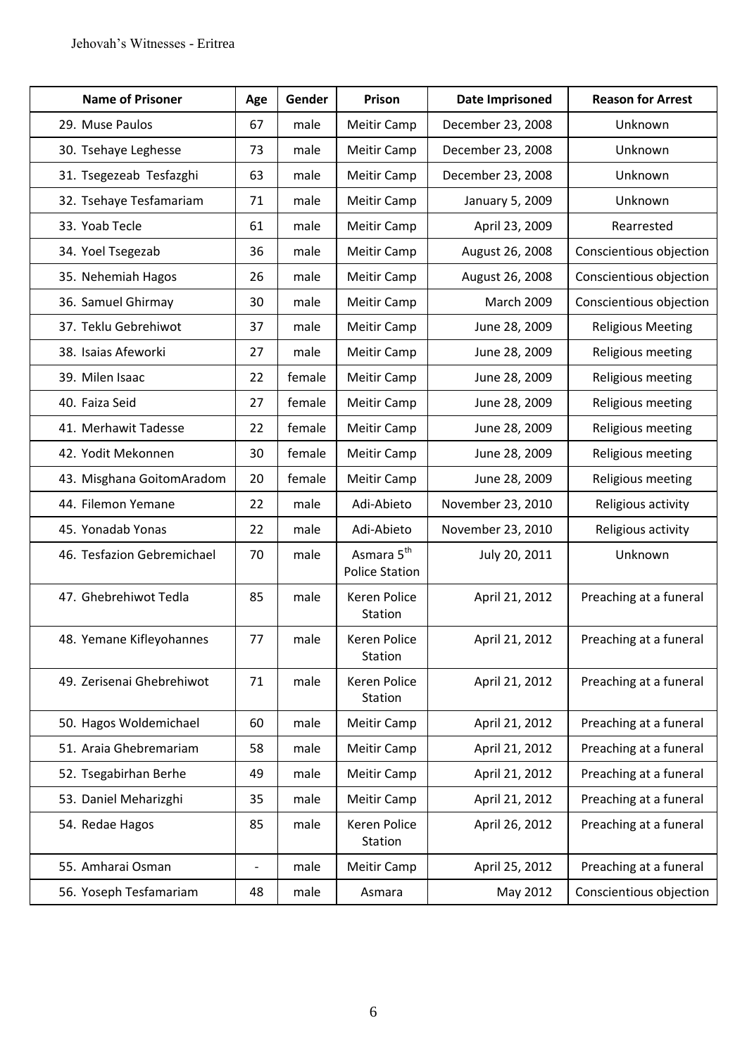| Name of Prisoner | Age | Gender | Prison | Date Imprisoned | Reason for Arrest |
|---|---|---|---|---|---|
| 29. Muse Paulos | 67 | male | Meitir Camp | December 23, 2008 | Unknown |
| 30. Tsehaye Leghesse | 73 | male | Meitir Camp | December 23, 2008 | Unknown |
| 31. Tsegezeab Tesfazghi | 63 | male | Meitir Camp | December 23, 2008 | Unknown |
| 32. Tsehaye Tesfamariam | 71 | male | Meitir Camp | January 5, 2009 | Unknown |
| 33. Yoab Tecle | 61 | male | Meitir Camp | April 23, 2009 | Rearrested |
| 34. Yoel Tsegezab | 36 | male | Meitir Camp | August 26, 2008 | Conscientious objection |
| 35. Nehemiah Hagos | 26 | male | Meitir Camp | August 26, 2008 | Conscientious objection |
| 36. Samuel Ghirmay | 30 | male | Meitir Camp | March 2009 | Conscientious objection |
| 37. Teklu Gebrehiwot | 37 | male | Meitir Camp | June 28, 2009 | Religious Meeting |
| 38. Isaias Afeworki | 27 | male | Meitir Camp | June 28, 2009 | Religious meeting |
| 39. Milen Isaac | 22 | female | Meitir Camp | June 28, 2009 | Religious meeting |
| 40. Faiza Seid | 27 | female | Meitir Camp | June 28, 2009 | Religious meeting |
| 41. Merhawit Tadesse | 22 | female | Meitir Camp | June 28, 2009 | Religious meeting |
| 42. Yodit Mekonnen | 30 | female | Meitir Camp | June 28, 2009 | Religious meeting |
| 43. Misghana GoitomAradom | 20 | female | Meitir Camp | June 28, 2009 | Religious meeting |
| 44. Filemon Yemane | 22 | male | Adi-Abieto | November 23, 2010 | Religious activity |
| 45. Yonadab Yonas | 22 | male | Adi-Abieto | November 23, 2010 | Religious activity |
| 46. Tesfazion Gebremichael | 70 | male | Asmara 5th Police Station | July 20, 2011 | Unknown |
| 47. Ghebrehiwot Tedla | 85 | male | Keren Police Station | April 21, 2012 | Preaching at a funeral |
| 48. Yemane Kifleyohannes | 77 | male | Keren Police Station | April 21, 2012 | Preaching at a funeral |
| 49. Zerisenai Ghebrehiwot | 71 | male | Keren Police Station | April 21, 2012 | Preaching at a funeral |
| 50. Hagos Woldemichael | 60 | male | Meitir Camp | April 21, 2012 | Preaching at a funeral |
| 51. Araia Ghebremariam | 58 | male | Meitir Camp | April 21, 2012 | Preaching at a funeral |
| 52. Tsegabirhan Berhe | 49 | male | Meitir Camp | April 21, 2012 | Preaching at a funeral |
| 53. Daniel Meharizghi | 35 | male | Meitir Camp | April 21, 2012 | Preaching at a funeral |
| 54. Redae Hagos | 85 | male | Keren Police Station | April 26, 2012 | Preaching at a funeral |
| 55. Amharai Osman | - | male | Meitir Camp | April 25, 2012 | Preaching at a funeral |
| 56. Yoseph Tesfamariam | 48 | male | Asmara | May 2012 | Conscientious objection |